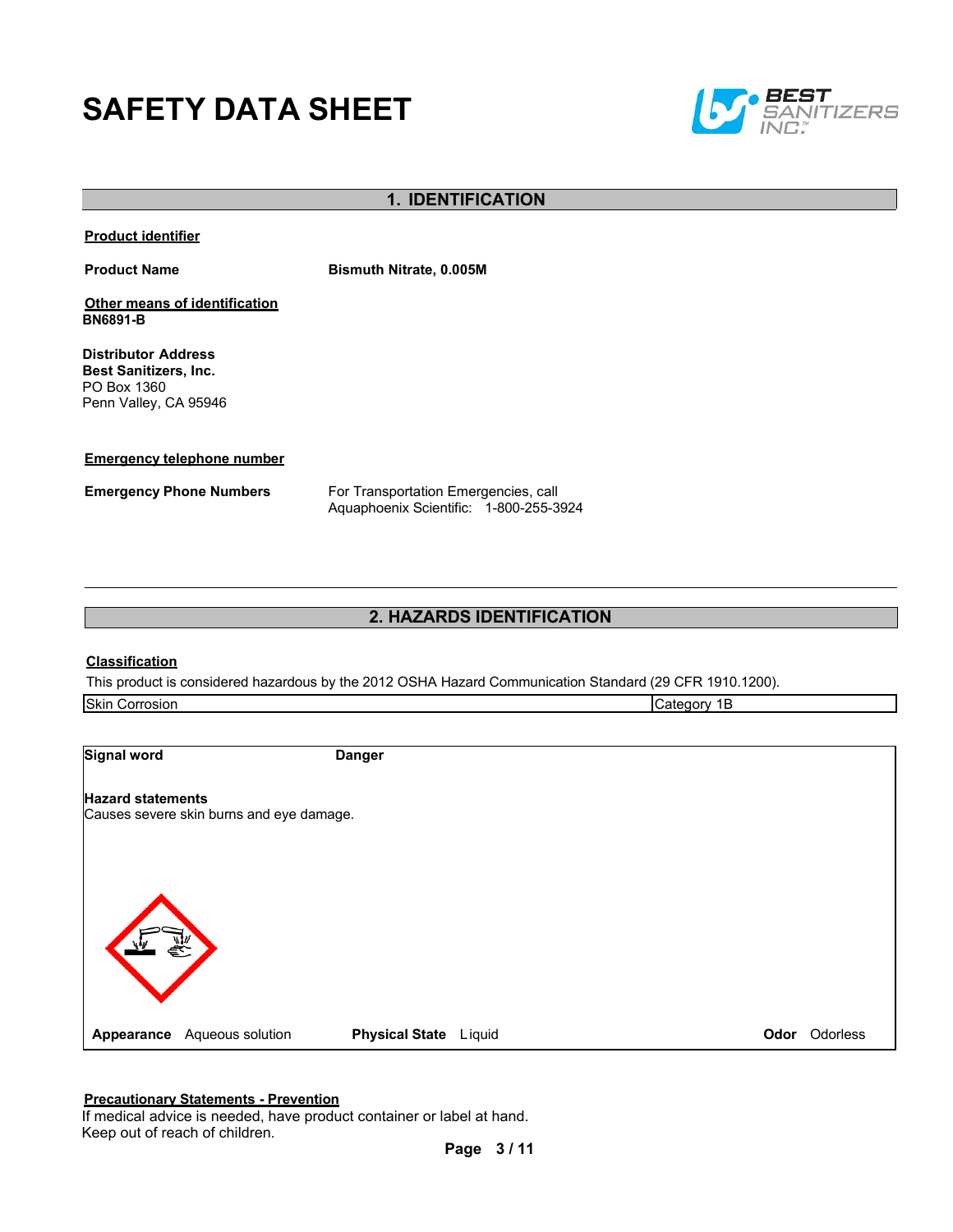# SAFETY DATA SHEET

## 1. IDENTIFICATION

**Product identifier**

**Product Name** **Bismuth Nitrate, 0.005M**

**Other means of identification**
**BN6891-B**

**Distributor Address**
**Best Sanitizers, Inc.**
PO Box 1360
Penn Valley, CA 95946

**Emergency telephone number**

**Emergency Phone Numbers** For Transportation Emergencies, call
Aquaphoenix Scientific: 1-800-255-3924

## 2. HAZARDS IDENTIFICATION

**Classification**

This product is considered hazardous by the 2012 OSHA Hazard Communication Standard (29 CFR 1910.1200).

| Skin Corrosion | Category 1B |
|---|---|

**Signal word** **Danger**

**Hazard statements**
Causes severe skin burns and eye damage.

**Appearance** Aqueous solution **Physical State** Liquid **Odor** Odorless

**Precautionary Statements - Prevention**
If medical advice is needed, have product container or label at hand.
Keep out of reach of children.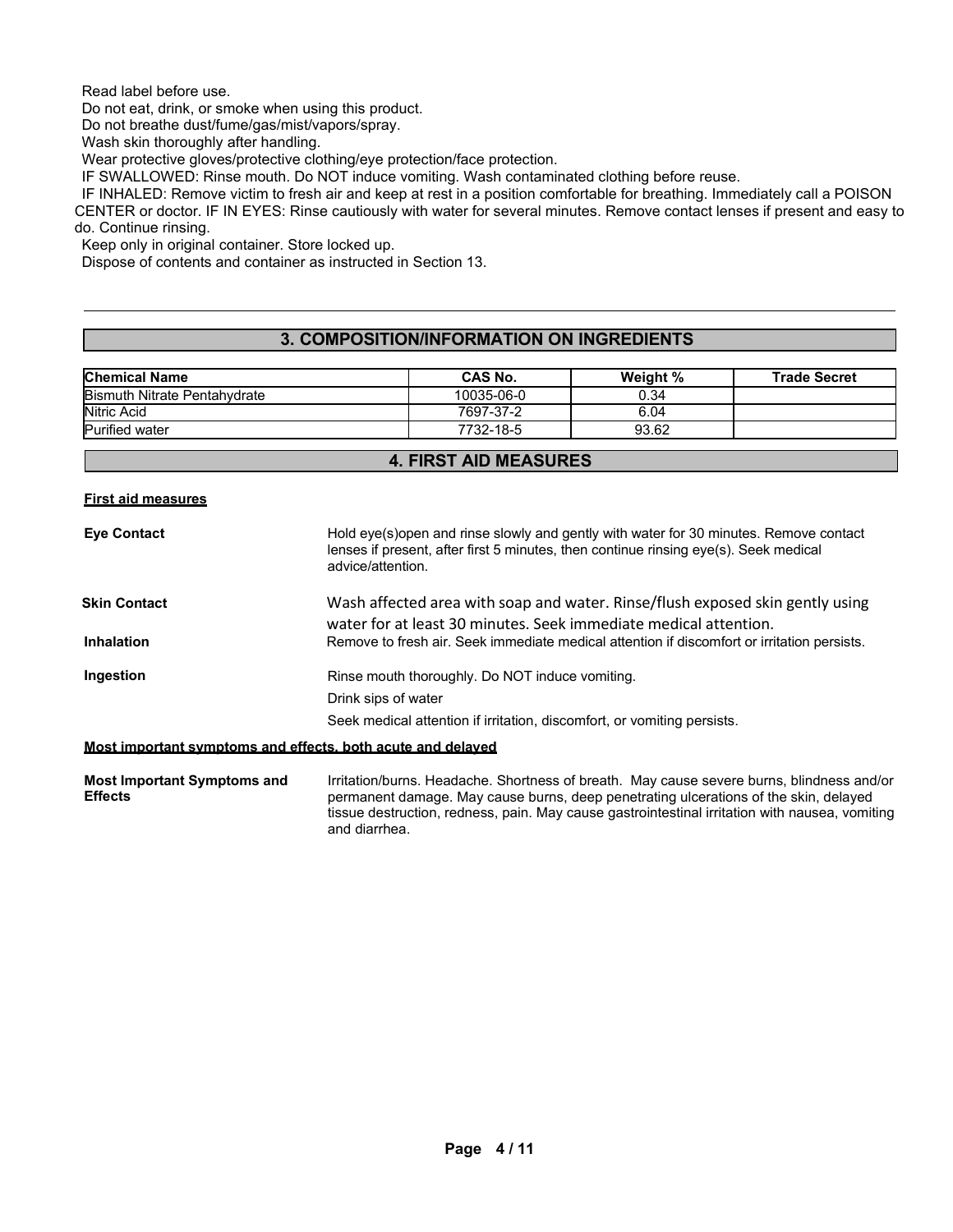Read label before use.
Do not eat, drink, or smoke when using this product.
Do not breathe dust/fume/gas/mist/vapors/spray.
Wash skin thoroughly after handling.
Wear protective gloves/protective clothing/eye protection/face protection.
IF SWALLOWED: Rinse mouth. Do NOT induce vomiting. Wash contaminated clothing before reuse.
IF INHALED: Remove victim to fresh air and keep at rest in a position comfortable for breathing. Immediately call a POISON CENTER or doctor. IF IN EYES: Rinse cautiously with water for several minutes. Remove contact lenses if present and easy to do. Continue rinsing.
Keep only in original container. Store locked up.
Dispose of contents and container as instructed in Section 13.

---

## 3. COMPOSITION/INFORMATION ON INGREDIENTS

| Chemical Name | CAS No. | Weight % | Trade Secret |
|---|---|---|---|
| Bismuth Nitrate Pentahydrate | 10035-06-0 | 0.34 | |
| Nitric Acid | 7697-37-2 | 6.04 | |
| Purified water | 7732-18-5 | 93.62 | |

## 4. FIRST AID MEASURES

**First aid measures**

**Eye Contact**
Hold eye(s)open and rinse slowly and gently with water for 30 minutes. Remove contact lenses if present, after first 5 minutes, then continue rinsing eye(s). Seek medical advice/attention.

**Skin Contact**
Wash affected area with soap and water. Rinse/flush exposed skin gently using water for at least 30 minutes. Seek immediate medical attention.

**Inhalation**
Remove to fresh air. Seek immediate medical attention if discomfort or irritation persists.

**Ingestion**
Rinse mouth thoroughly. Do NOT induce vomiting.
Drink sips of water
Seek medical attention if irritation, discomfort, or vomiting persists.

**Most important symptoms and effects, both acute and delayed**

**Most Important Symptoms and Effects**
Irritation/burns. Headache. Shortness of breath. May cause severe burns, blindness and/or permanent damage. May cause burns, deep penetrating ulcerations of the skin, delayed tissue destruction, redness, pain. May cause gastrointestinal irritation with nausea, vomiting and diarrhea.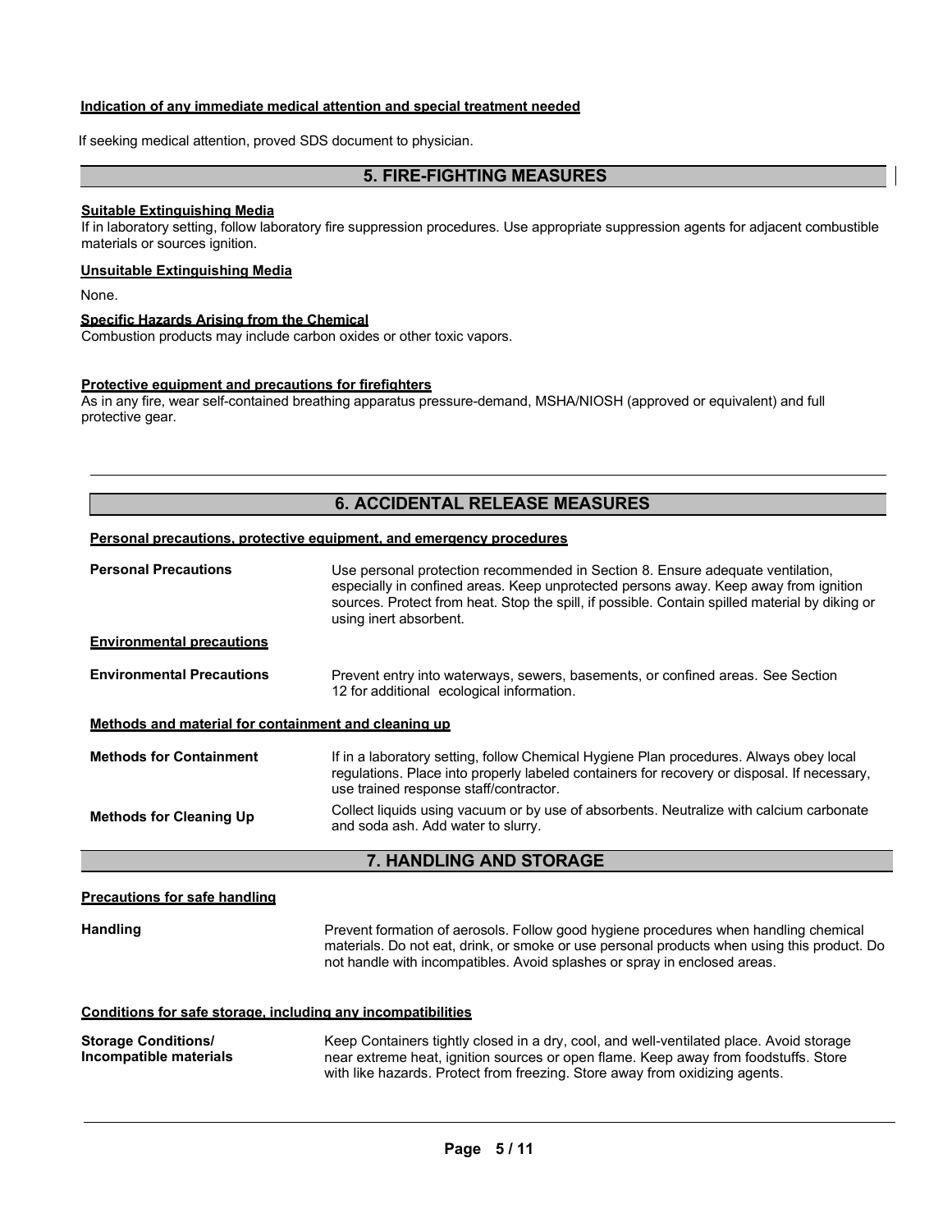**Indication of any immediate medical attention and special treatment needed**

If seeking medical attention, proved SDS document to physician.

## 5. FIRE-FIGHTING MEASURES

**Suitable Extinguishing Media**

If in laboratory setting, follow laboratory fire suppression procedures. Use appropriate suppression agents for adjacent combustible materials or sources ignition.

**Unsuitable Extinguishing Media**

None.

**Specific Hazards Arising from the Chemical**

Combustion products may include carbon oxides or other toxic vapors.

**Protective equipment and precautions for firefighters**

As in any fire, wear self-contained breathing apparatus pressure-demand, MSHA/NIOSH (approved or equivalent) and full protective gear.

## 6. ACCIDENTAL RELEASE MEASURES

**Personal precautions, protective equipment, and emergency procedures**

**Personal Precautions** — Use personal protection recommended in Section 8. Ensure adequate ventilation, especially in confined areas. Keep unprotected persons away. Keep away from ignition sources. Protect from heat. Stop the spill, if possible. Contain spilled material by diking or using inert absorbent.

**Environmental precautions**

**Environmental Precautions** — Prevent entry into waterways, sewers, basements, or confined areas. See Section 12 for additional ecological information.

**Methods and material for containment and cleaning up**

**Methods for Containment** — If in a laboratory setting, follow Chemical Hygiene Plan procedures. Always obey local regulations. Place into properly labeled containers for recovery or disposal. If necessary, use trained response staff/contractor.

**Methods for Cleaning Up** — Collect liquids using vacuum or by use of absorbents. Neutralize with calcium carbonate and soda ash. Add water to slurry.

## 7. HANDLING AND STORAGE

**Precautions for safe handling**

**Handling** — Prevent formation of aerosols. Follow good hygiene procedures when handling chemical materials. Do not eat, drink, or smoke or use personal products when using this product. Do not handle with incompatibles. Avoid splashes or spray in enclosed areas.

**Conditions for safe storage, including any incompatibilities**

**Storage Conditions/ Incompatible materials** — Keep Containers tightly closed in a dry, cool, and well-ventilated place. Avoid storage near extreme heat, ignition sources or open flame. Keep away from foodstuffs. Store with like hazards. Protect from freezing. Store away from oxidizing agents.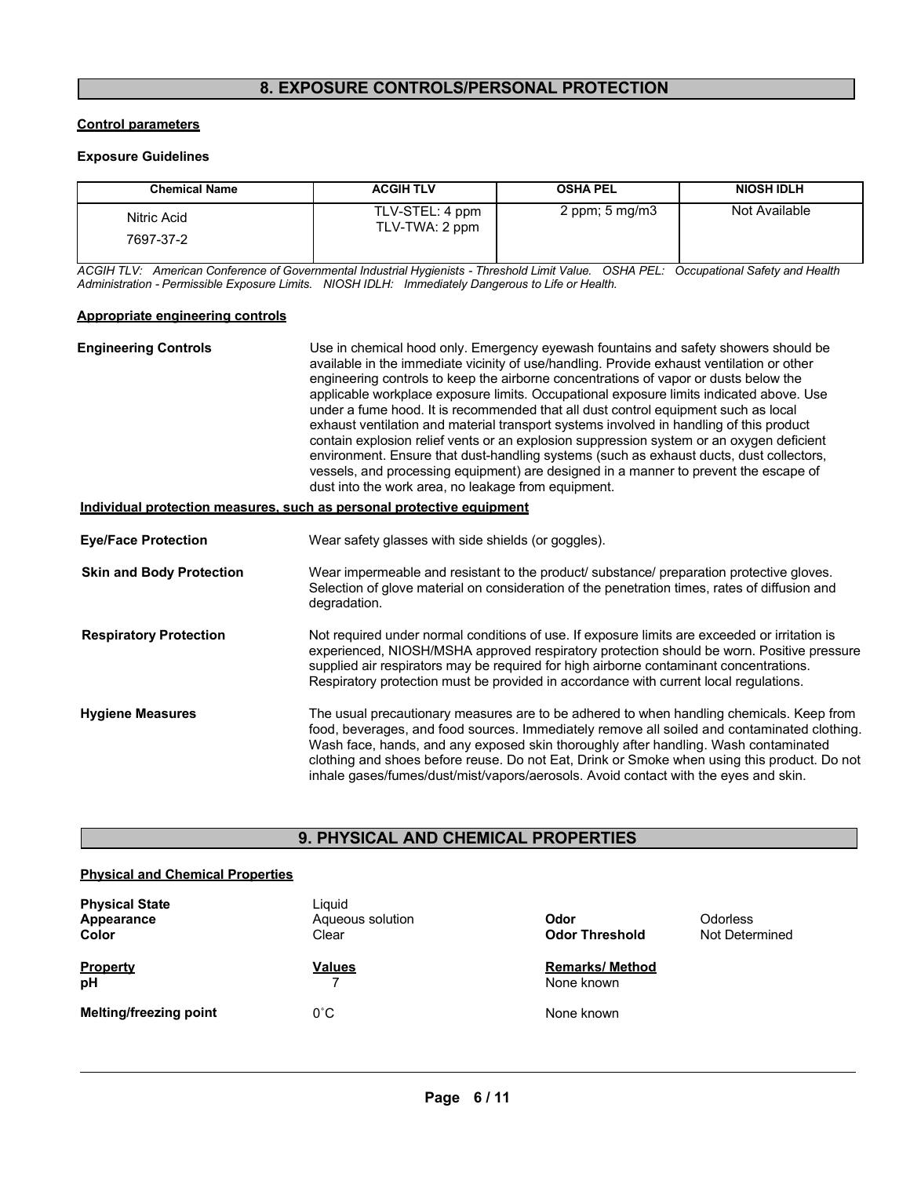## 8. EXPOSURE CONTROLS/PERSONAL PROTECTION

**Control parameters**

**Exposure Guidelines**

| Chemical Name | ACGIH TLV | OSHA PEL | NIOSH IDLH |
|---|---|---|---|
| Nitric Acid<br>7697-37-2 | TLV-STEL: 4 ppm<br>TLV-TWA: 2 ppm | 2 ppm; 5 mg/m3 | Not Available |

*ACGIH TLV: American Conference of Governmental Industrial Hygienists - Threshold Limit Value. OSHA PEL: Occupational Safety and Health Administration - Permissible Exposure Limits. NIOSH IDLH: Immediately Dangerous to Life or Health.*

**Appropriate engineering controls**

**Engineering Controls** Use in chemical hood only. Emergency eyewash fountains and safety showers should be available in the immediate vicinity of use/handling. Provide exhaust ventilation or other engineering controls to keep the airborne concentrations of vapor or dusts below the applicable workplace exposure limits. Occupational exposure limits indicated above. Use under a fume hood. It is recommended that all dust control equipment such as local exhaust ventilation and material transport systems involved in handling of this product contain explosion relief vents or an explosion suppression system or an oxygen deficient environment. Ensure that dust-handling systems (such as exhaust ducts, dust collectors, vessels, and processing equipment) are designed in a manner to prevent the escape of dust into the work area, no leakage from equipment.

**Individual protection measures, such as personal protective equipment**

**Eye/Face Protection** Wear safety glasses with side shields (or goggles).

**Skin and Body Protection** Wear impermeable and resistant to the product/ substance/ preparation protective gloves. Selection of glove material on consideration of the penetration times, rates of diffusion and degradation.

**Respiratory Protection** Not required under normal conditions of use. If exposure limits are exceeded or irritation is experienced, NIOSH/MSHA approved respiratory protection should be worn. Positive pressure supplied air respirators may be required for high airborne contaminant concentrations. Respiratory protection must be provided in accordance with current local regulations.

**Hygiene Measures** The usual precautionary measures are to be adhered to when handling chemicals. Keep from food, beverages, and food sources. Immediately remove all soiled and contaminated clothing. Wash face, hands, and any exposed skin thoroughly after handling. Wash contaminated clothing and shoes before reuse. Do not Eat, Drink or Smoke when using this product. Do not inhale gases/fumes/dust/mist/vapors/aerosols. Avoid contact with the eyes and skin.

## 9. PHYSICAL AND CHEMICAL PROPERTIES

**Physical and Chemical Properties**

| | | | |
|---|---|---|---|
| **Physical State** | Liquid | | |
| **Appearance** | Aqueous solution | **Odor** | Odorless |
| **Color** | Clear | **Odor Threshold** | Not Determined |

| **Property** | **Values** | **Remarks/ Method** |
|---|---|---|
| **pH** | 7 | None known |
| **Melting/freezing point** | 0˚C | None known |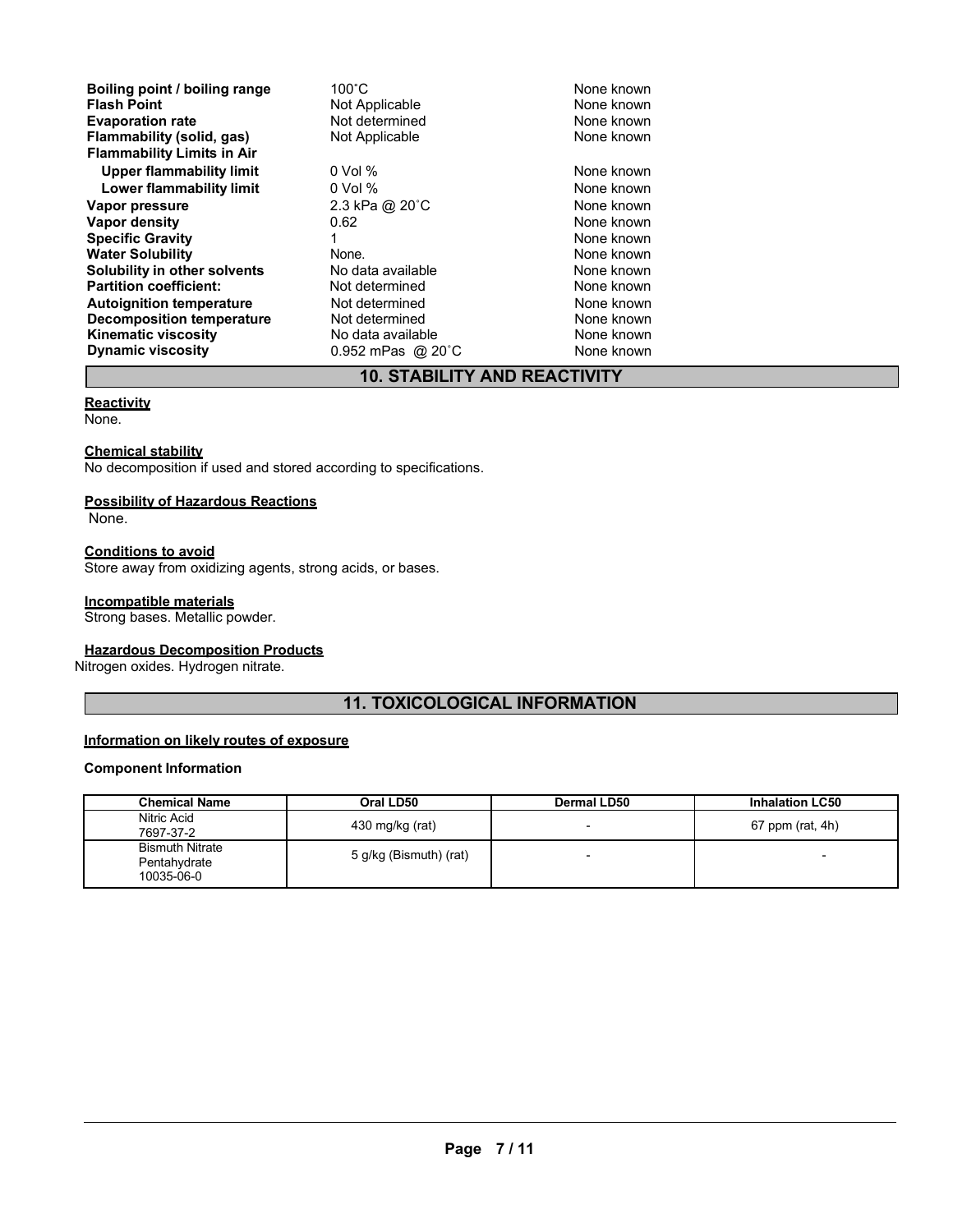| | | |
|---|---|---|
| **Boiling point / boiling range** | 100˚C | None known |
| **Flash Point** | Not Applicable | None known |
| **Evaporation rate** | Not determined | None known |
| **Flammability (solid, gas)** | Not Applicable | None known |
| **Flammability Limits in Air** | | |
| **Upper flammability limit** | 0 Vol % | None known |
| **Lower flammability limit** | 0 Vol % | None known |
| **Vapor pressure** | 2.3 kPa @ 20˚C | None known |
| **Vapor density** | 0.62 | None known |
| **Specific Gravity** | 1 | None known |
| **Water Solubility** | None. | None known |
| **Solubility in other solvents** | No data available | None known |
| **Partition coefficient:** | Not determined | None known |
| **Autoignition temperature** | Not determined | None known |
| **Decomposition temperature** | Not determined | None known |
| **Kinematic viscosity** | No data available | None known |
| **Dynamic viscosity** | 0.952 mPas @ 20˚C | None known |

## 10. STABILITY AND REACTIVITY

**Reactivity**

None.

**Chemical stability**

No decomposition if used and stored according to specifications.

**Possibility of Hazardous Reactions**

None.

**Conditions to avoid**

Store away from oxidizing agents, strong acids, or bases.

**Incompatible materials**

Strong bases. Metallic powder.

**Hazardous Decomposition Products**

Nitrogen oxides. Hydrogen nitrate.

## 11. TOXICOLOGICAL INFORMATION

**Information on likely routes of exposure**

**Component Information**

| Chemical Name | Oral LD50 | Dermal LD50 | Inhalation LC50 |
|---|---|---|---|
| Nitric Acid 7697-37-2 | 430 mg/kg (rat) | - | 67 ppm (rat, 4h) |
| Bismuth Nitrate Pentahydrate 10035-06-0 | 5 g/kg (Bismuth) (rat) | - | - |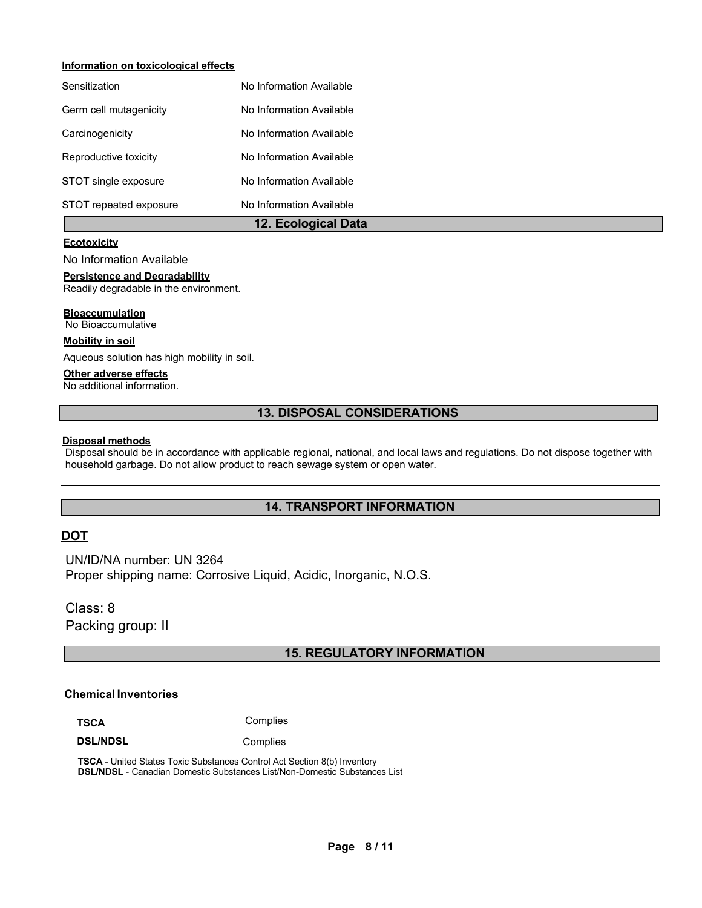**Information on toxicological effects**

| | |
|---|---|
| Sensitization | No Information Available |
| Germ cell mutagenicity | No Information Available |
| Carcinogenicity | No Information Available |
| Reproductive toxicity | No Information Available |
| STOT single exposure | No Information Available |
| STOT repeated exposure | No Information Available |

## 12. Ecological Data

**Ecotoxicity**

No Information Available

**Persistence and Degradability**

Readily degradable in the environment.

**Bioaccumulation**

No Bioaccumulative

**Mobility in soil**

Aqueous solution has high mobility in soil.

**Other adverse effects**

No additional information.

## 13. DISPOSAL CONSIDERATIONS

**Disposal methods**

Disposal should be in accordance with applicable regional, national, and local laws and regulations. Do not dispose together with household garbage. Do not allow product to reach sewage system or open water.

## 14. TRANSPORT INFORMATION

### DOT

UN/ID/NA number: UN 3264
Proper shipping name: Corrosive Liquid, Acidic, Inorganic, N.O.S.

Class: 8
Packing group: II

## 15. REGULATORY INFORMATION

**Chemical Inventories**

| | |
|---|---|
| **TSCA** | Complies |
| **DSL/NDSL** | Complies |

**TSCA** - United States Toxic Substances Control Act Section 8(b) Inventory
**DSL/NDSL** - Canadian Domestic Substances List/Non-Domestic Substances List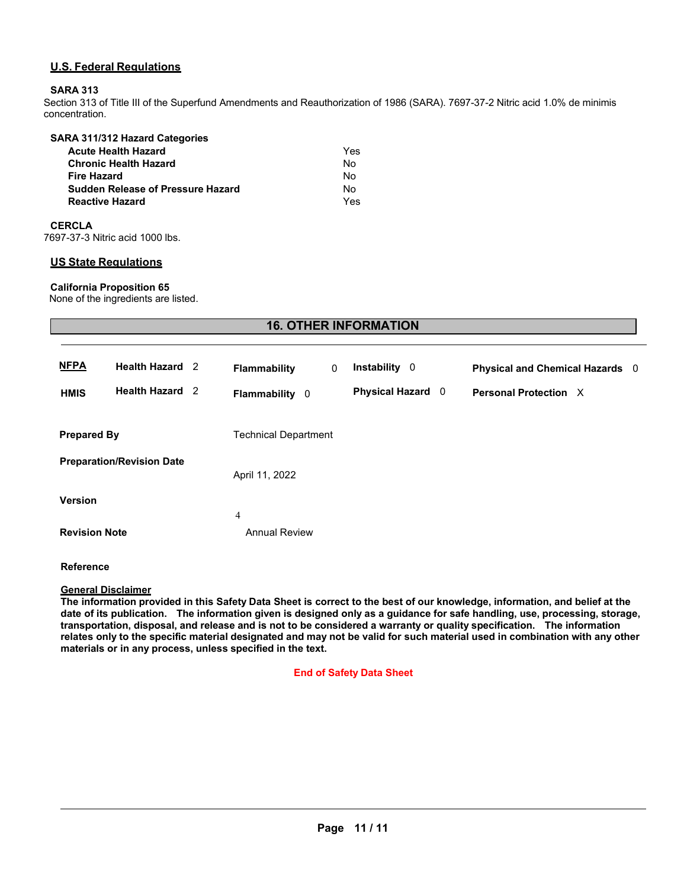## U.S. Federal Regulations

**SARA 313**

Section 313 of Title III of the Superfund Amendments and Reauthorization of 1986 (SARA). 7697-37-2 Nitric acid 1.0% de minimis concentration.

**SARA 311/312 Hazard Categories**

| | |
|---|---|
| **Acute Health Hazard** | Yes |
| **Chronic Health Hazard** | No |
| **Fire Hazard** | No |
| **Sudden Release of Pressure Hazard** | No |
| **Reactive Hazard** | Yes |

**CERCLA**

7697-37-3 Nitric acid 1000 lbs.

## US State Regulations

**California Proposition 65**

None of the ingredients are listed.

# 16. OTHER INFORMATION

| | | | | |
|---|---|---|---|---|
| **NFPA** | **Health Hazard** 2 | **Flammability** 0 | **Instability** 0 | **Physical and Chemical Hazards** 0 |
| **HMIS** | **Health Hazard** 2 | **Flammability** 0 | **Physical Hazard** 0 | **Personal Protection** X |

| | |
|---|---|
| **Prepared By** | Technical Department |
| **Preparation/Revision Date** | April 11, 2022 |
| **Version** | 4 |
| **Revision Note** | Annual Review |

**Reference**

**General Disclaimer**

**The information provided in this Safety Data Sheet is correct to the best of our knowledge, information, and belief at the date of its publication. The information given is designed only as a guidance for safe handling, use, processing, storage, transportation, disposal, and release and is not to be considered a warranty or quality specification. The information relates only to the specific material designated and may not be valid for such material used in combination with any other materials or in any process, unless specified in the text.**

**End of Safety Data Sheet**